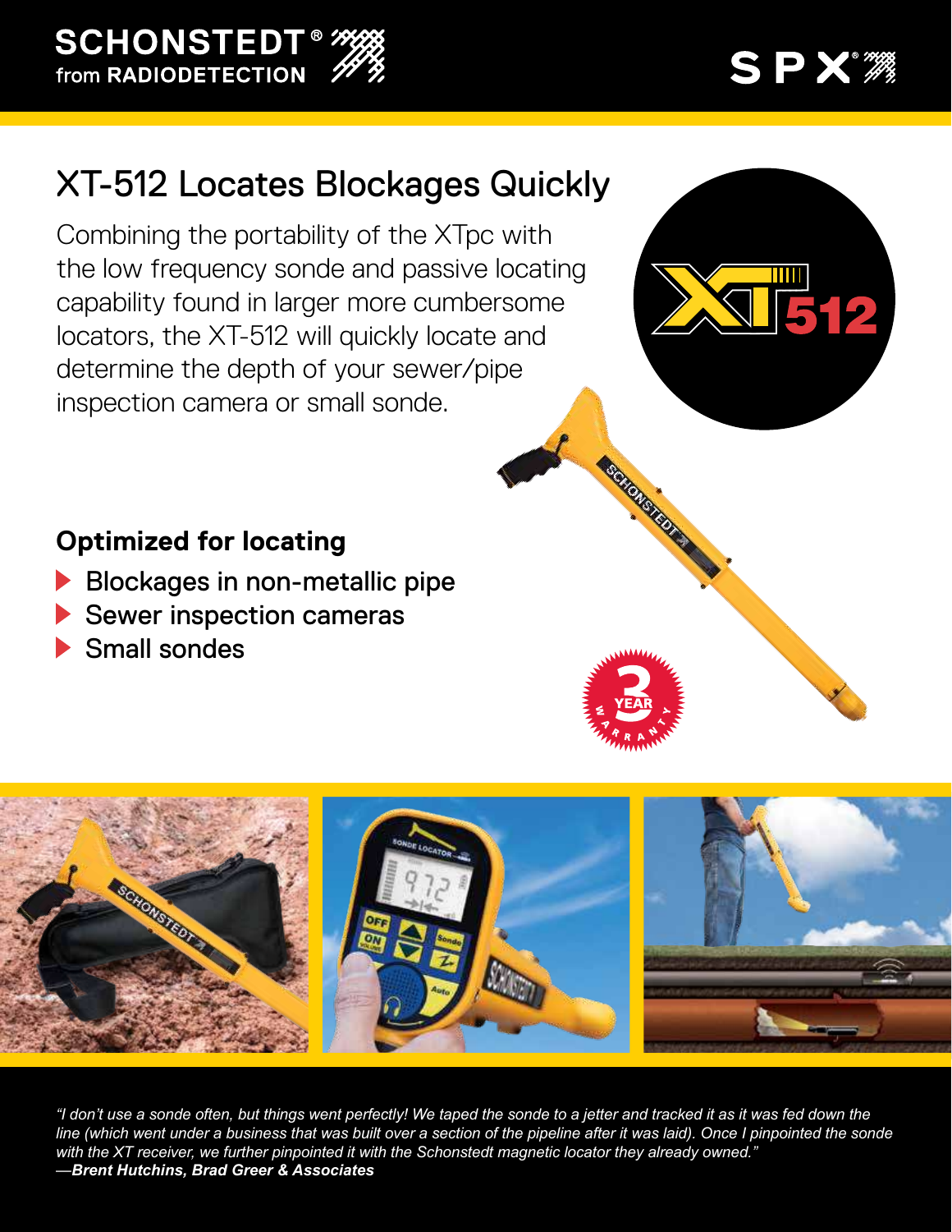SCHONSTEDT®
from RADIODETECTION

SPX®

# XT-512 Locates Blockages Quickly

Combining the portability of the XTpc with the low frequency sonde and passive locating capability found in larger more cumbersome locators, the XT-512 will quickly locate and determine the depth of your sewer/pipe inspection camera or small sonde.

## Optimized for locating

- Blockages in non-metallic pipe
- Sewer inspection cameras
- Small sondes

*"I don't use a sonde often, but things went perfectly! We taped the sonde to a jetter and tracked it as it was fed down the line (which went under a business that was built over a section of the pipeline after it was laid). Once I pinpointed the sonde with the XT receiver, we further pinpointed it with the Schonstedt magnetic locator they already owned."*
***—Brent Hutchins, Brad Greer & Associates***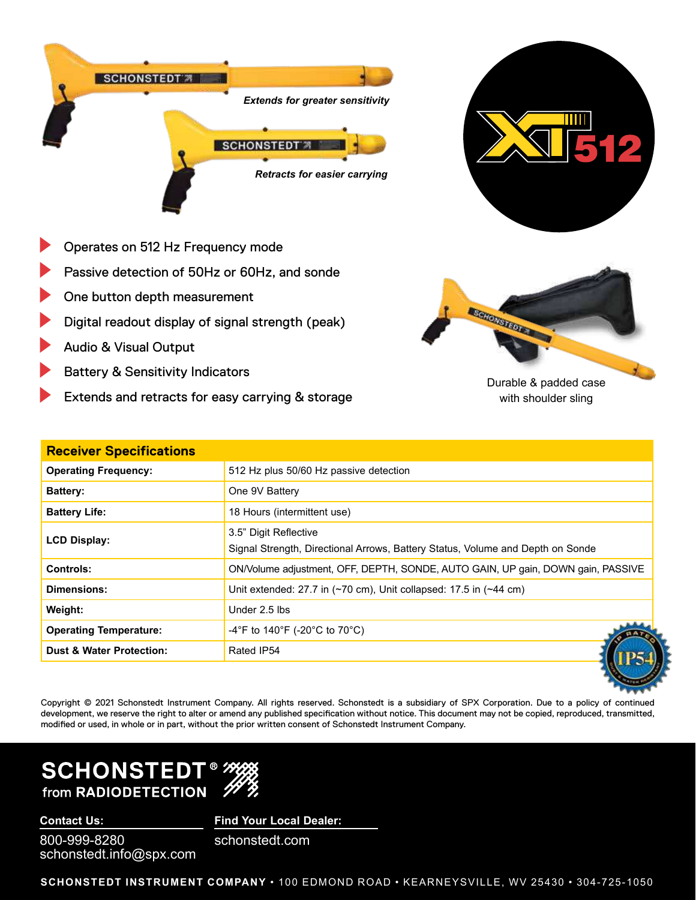*Extends for greater sensitivity*

*Retracts for easier carrying*

- Operates on 512 Hz Frequency mode
- Passive detection of 50Hz or 60Hz, and sonde
- One button depth measurement
- Digital readout display of signal strength (peak)
- Audio & Visual Output
- Battery & Sensitivity Indicators
- Extends and retracts for easy carrying & storage

Durable & padded case with shoulder sling

| Receiver Specifications | |
|---|---|
| **Operating Frequency:** | 512 Hz plus 50/60 Hz passive detection |
| **Battery:** | One 9V Battery |
| **Battery Life:** | 18 Hours (intermittent use) |
| **LCD Display:** | 3.5” Digit Reflective<br>Signal Strength, Directional Arrows, Battery Status, Volume and Depth on Sonde |
| **Controls:** | ON/Volume adjustment, OFF, DEPTH, SONDE, AUTO GAIN, UP gain, DOWN gain, PASSIVE |
| **Dimensions:** | Unit extended: 27.7 in (~70 cm), Unit collapsed: 17.5 in (~44 cm) |
| **Weight:** | Under 2.5 lbs |
| **Operating Temperature:** | -4°F to 140°F (-20°C to 70°C) |
| **Dust & Water Protection:** | Rated IP54 |

Copyright © 2021 Schonstedt Instrument Company. All rights reserved. Schonstedt is a subsidiary of SPX Corporation. Due to a policy of continued development, we reserve the right to alter or amend any published specification without notice. This document may not be copied, reproduced, transmitted, modified or used, in whole or in part, without the prior written consent of Schonstedt Instrument Company.

**SCHONSTEDT®**
from **RADIODETECTION**

**Contact Us:**
800-999-8280
schonstedt.info@spx.com

**Find Your Local Dealer:**
schonstedt.com

**SCHONSTEDT INSTRUMENT COMPANY** • 100 EDMOND ROAD • KEARNEYSVILLE, WV 25430 • 304-725-1050